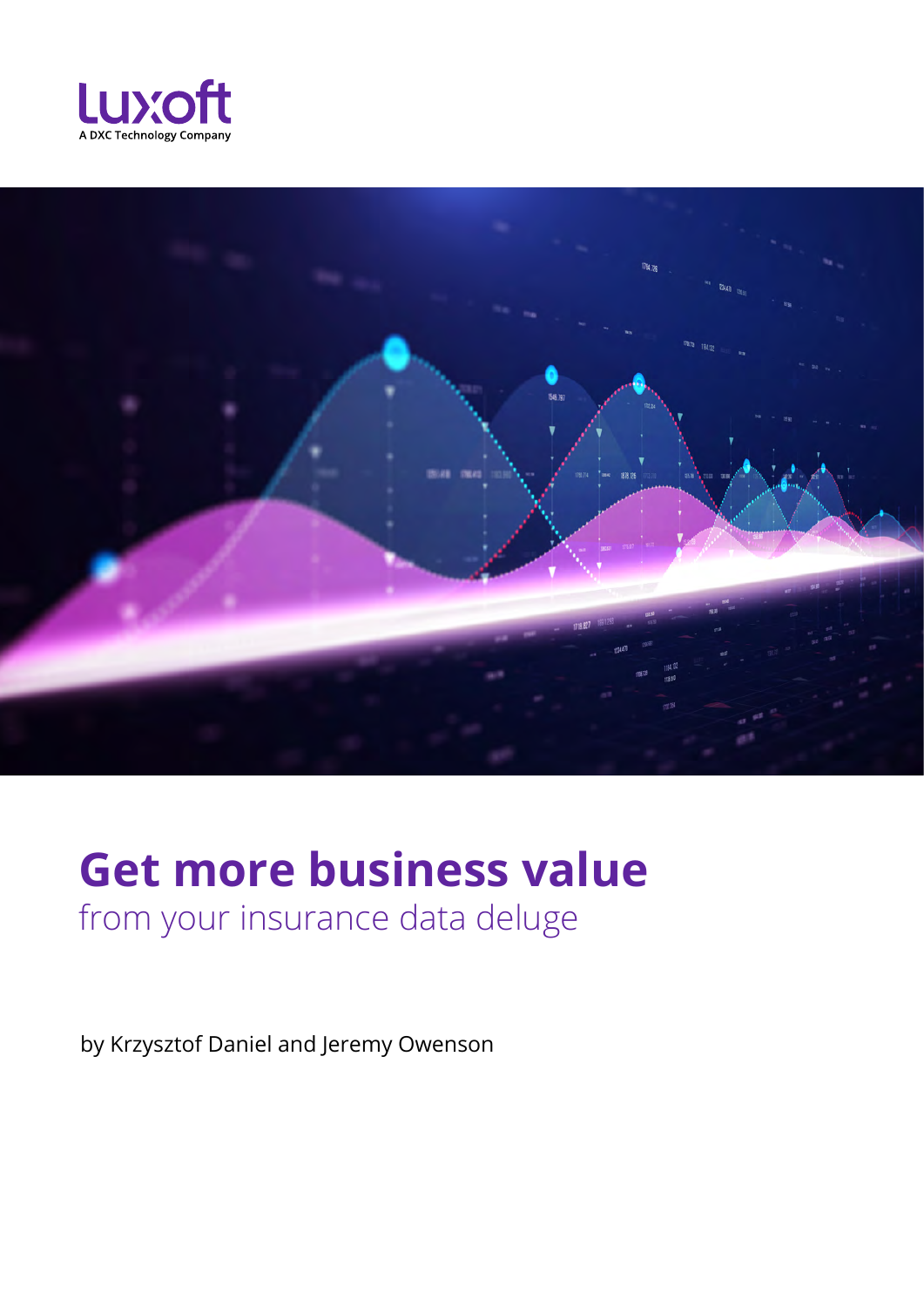Luxoft
A DXC Technology Company

# Get more business value
## from your insurance data deluge

by Krzysztof Daniel and Jeremy Owenson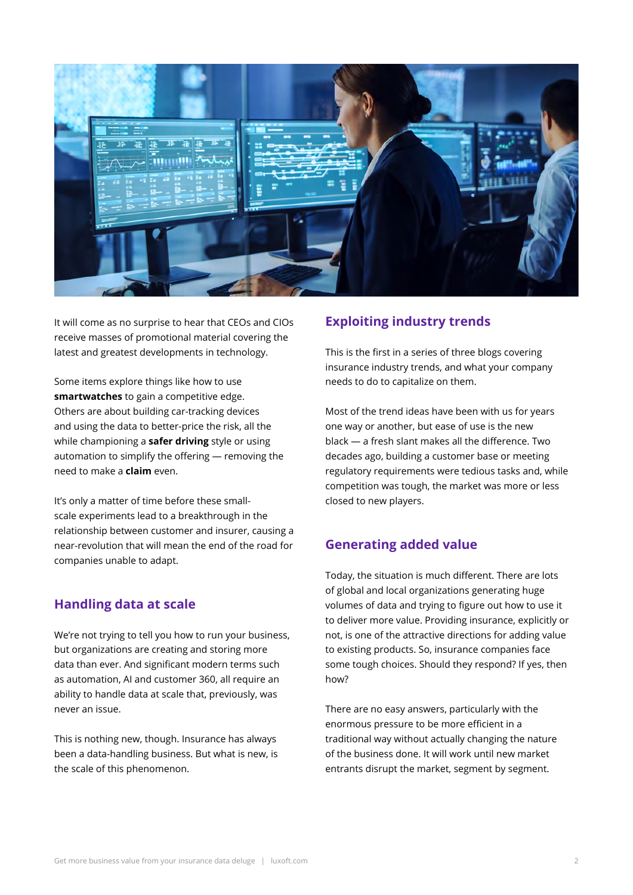It will come as no surprise to hear that CEOs and CIOs receive masses of promotional material covering the latest and greatest developments in technology.

Some items explore things like how to use **smartwatches** to gain a competitive edge. Others are about building car-tracking devices and using the data to better-price the risk, all the while championing a **safer driving** style or using automation to simplify the offering — removing the need to make a **claim** even.

It's only a matter of time before these small-scale experiments lead to a breakthrough in the relationship between customer and insurer, causing a near-revolution that will mean the end of the road for companies unable to adapt.

## Handling data at scale

We're not trying to tell you how to run your business, but organizations are creating and storing more data than ever. And significant modern terms such as automation, AI and customer 360, all require an ability to handle data at scale that, previously, was never an issue.

This is nothing new, though. Insurance has always been a data-handling business. But what is new, is the scale of this phenomenon.

## Exploiting industry trends

This is the first in a series of three blogs covering insurance industry trends, and what your company needs to do to capitalize on them.

Most of the trend ideas have been with us for years one way or another, but ease of use is the new black — a fresh slant makes all the difference. Two decades ago, building a customer base or meeting regulatory requirements were tedious tasks and, while competition was tough, the market was more or less closed to new players.

## Generating added value

Today, the situation is much different. There are lots of global and local organizations generating huge volumes of data and trying to figure out how to use it to deliver more value. Providing insurance, explicitly or not, is one of the attractive directions for adding value to existing products. So, insurance companies face some tough choices. Should they respond? If yes, then how?

There are no easy answers, particularly with the enormous pressure to be more efficient in a traditional way without actually changing the nature of the business done. It will work until new market entrants disrupt the market, segment by segment.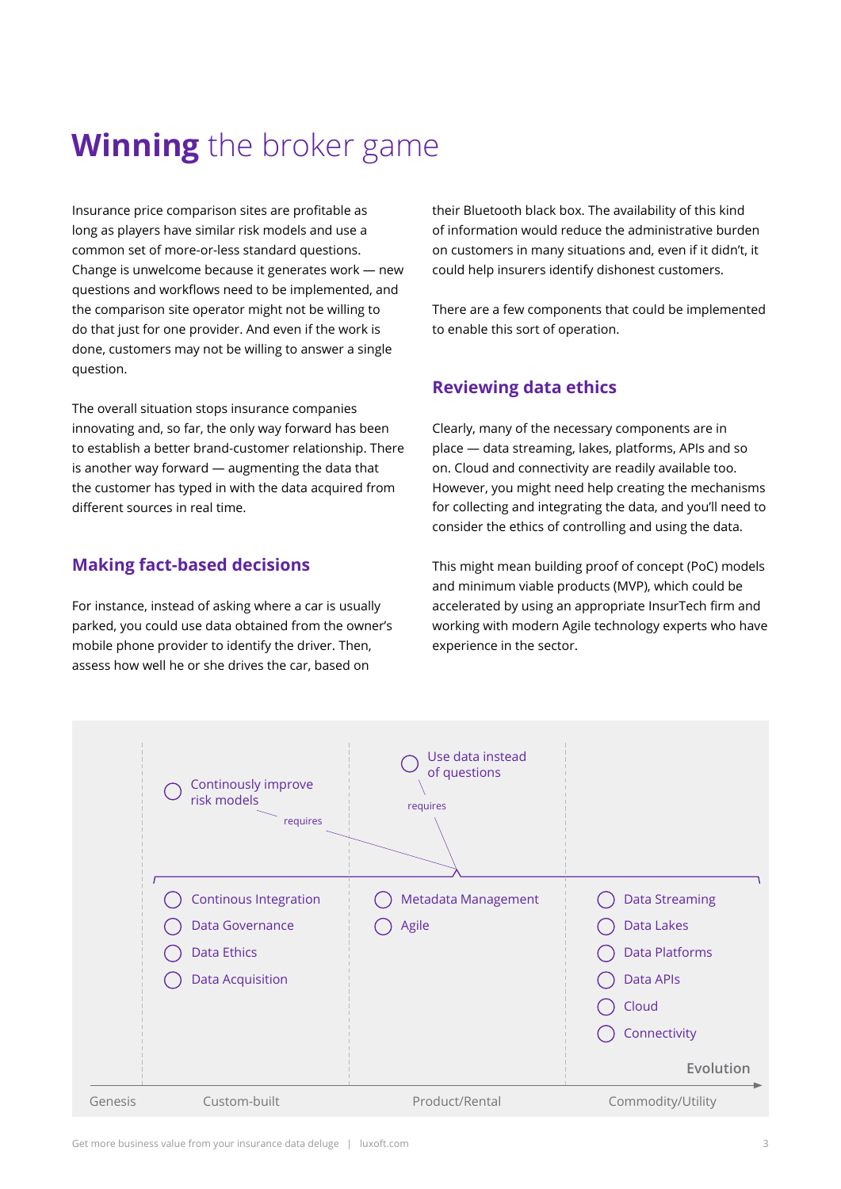# **Winning** the broker game

Insurance price comparison sites are profitable as long as players have similar risk models and use a common set of more-or-less standard questions. Change is unwelcome because it generates work — new questions and workflows need to be implemented, and the comparison site operator might not be willing to do that just for one provider. And even if the work is done, customers may not be willing to answer a single question.

The overall situation stops insurance companies innovating and, so far, the only way forward has been to establish a better brand-customer relationship. There is another way forward — augmenting the data that the customer has typed in with the data acquired from different sources in real time.

## Making fact-based decisions

For instance, instead of asking where a car is usually parked, you could use data obtained from the owner's mobile phone provider to identify the driver. Then, assess how well he or she drives the car, based on their Bluetooth black box. The availability of this kind of information would reduce the administrative burden on customers in many situations and, even if it didn't, it could help insurers identify dishonest customers.

There are a few components that could be implemented to enable this sort of operation.

## Reviewing data ethics

Clearly, many of the necessary components are in place — data streaming, lakes, platforms, APIs and so on. Cloud and connectivity are readily available too. However, you might need help creating the mechanisms for collecting and integrating the data, and you'll need to consider the ethics of controlling and using the data.

This might mean building proof of concept (PoC) models and minimum viable products (MVP), which could be accelerated by using an appropriate InsurTech firm and working with modern Agile technology experts who have experience in the sector.

Continosly improve risk models — requires
Use data instead of questions — requires

| Genesis | Custom-built | Product/Rental | Commodity/Utility |
|---|---|---|---|
| | Continous Integration | Metadata Management | Data Streaming |
| | Data Governance | Agile | Data Lakes |
| | Data Ethics | | Data Platforms |
| | Data Acquisition | | Data APIs |
| | | | Cloud |
| | | | Connectivity |

Evolution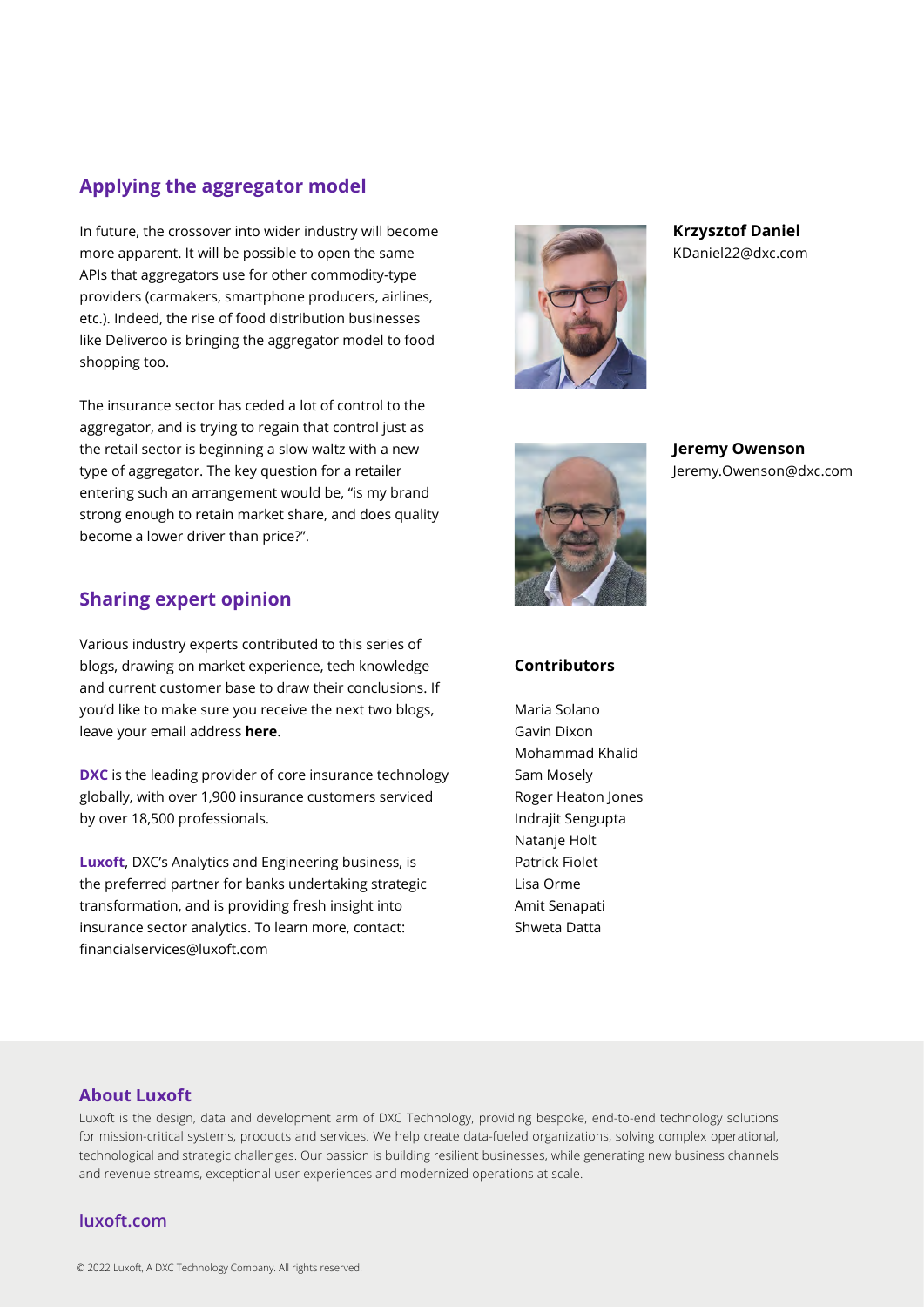## Applying the aggregator model

In future, the crossover into wider industry will become more apparent. It will be possible to open the same APIs that aggregators use for other commodity-type providers (carmakers, smartphone producers, airlines, etc.). Indeed, the rise of food distribution businesses like Deliveroo is bringing the aggregator model to food shopping too.

The insurance sector has ceded a lot of control to the aggregator, and is trying to regain that control just as the retail sector is beginning a slow waltz with a new type of aggregator. The key question for a retailer entering such an arrangement would be, "is my brand strong enough to retain market share, and does quality become a lower driver than price?".

## Sharing expert opinion

Various industry experts contributed to this series of blogs, drawing on market experience, tech knowledge and current customer base to draw their conclusions. If you'd like to make sure you receive the next two blogs, leave your email address **here**.

**DXC** is the leading provider of core insurance technology globally, with over 1,900 insurance customers serviced by over 18,500 professionals.

**Luxoft**, DXC's Analytics and Engineering business, is the preferred partner for banks undertaking strategic transformation, and is providing fresh insight into insurance sector analytics. To learn more, contact: financialservices@luxoft.com

**Krzysztof Daniel**
KDaniel22@dxc.com

**Jeremy Owenson**
Jeremy.Owenson@dxc.com

**Contributors**

Maria Solano
Gavin Dixon
Mohammad Khalid
Sam Mosely
Roger Heaton Jones
Indrajit Sengupta
Natanje Holt
Patrick Fiolet
Lisa Orme
Amit Senapati
Shweta Datta

## About Luxoft

Luxoft is the design, data and development arm of DXC Technology, providing bespoke, end-to-end technology solutions for mission-critical systems, products and services. We help create data-fueled organizations, solving complex operational, technological and strategic challenges. Our passion is building resilient businesses, while generating new business channels and revenue streams, exceptional user experiences and modernized operations at scale.

luxoft.com

© 2022 Luxoft, A DXC Technology Company. All rights reserved.